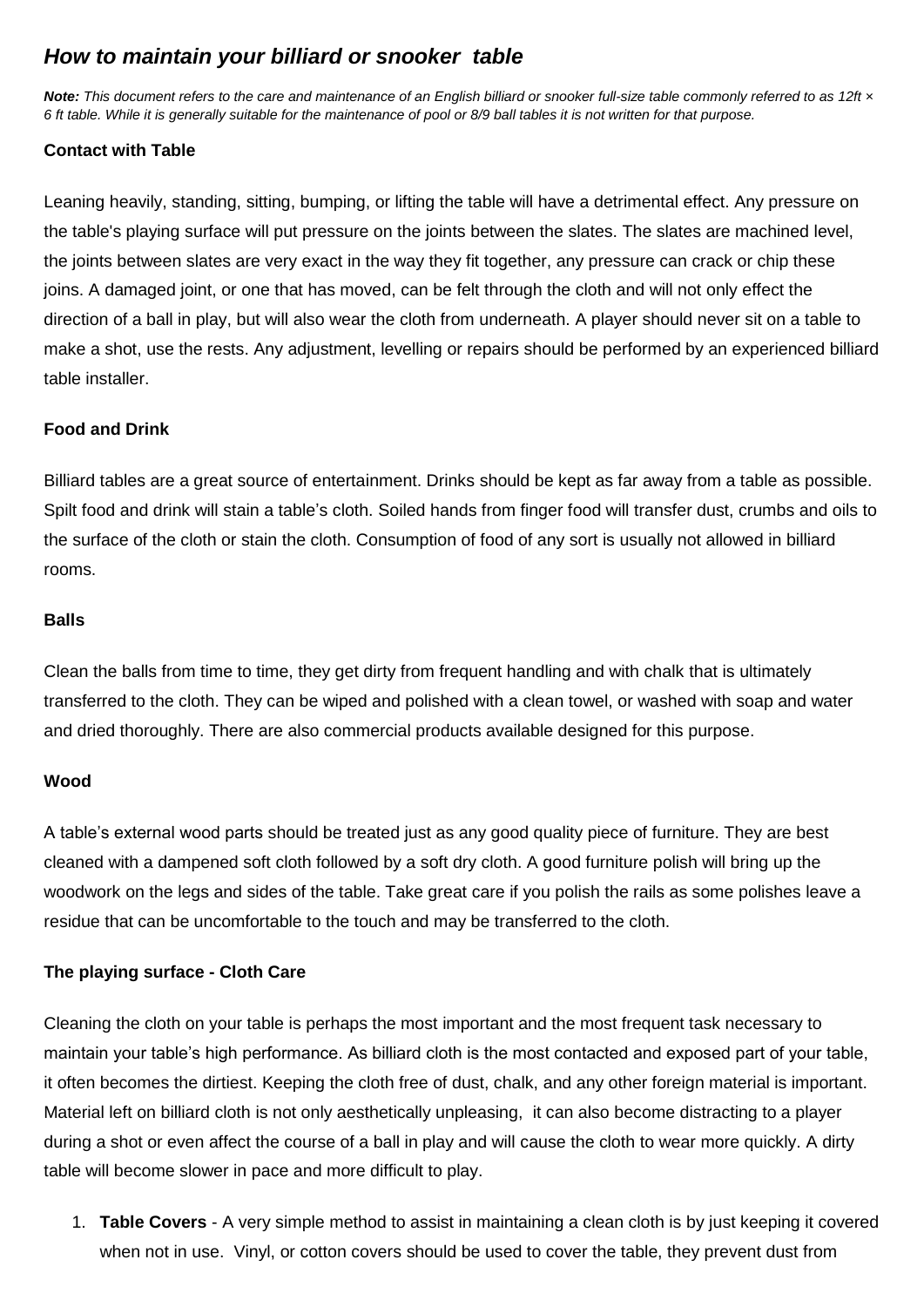# *How to maintain your billiard or snooker table*

***Note:*** *This document refers to the care and maintenance of an English billiard or snooker full-size table commonly referred to as 12ft × 6 ft table. While it is generally suitable for the maintenance of pool or 8/9 ball tables it is not written for that purpose.*

**Contact with Table**

Leaning heavily, standing, sitting, bumping, or lifting the table will have a detrimental effect. Any pressure on the table's playing surface will put pressure on the joints between the slates. The slates are machined level, the joints between slates are very exact in the way they fit together, any pressure can crack or chip these joins. A damaged joint, or one that has moved, can be felt through the cloth and will not only effect the direction of a ball in play, but will also wear the cloth from underneath. A player should never sit on a table to make a shot, use the rests. Any adjustment, levelling or repairs should be performed by an experienced billiard table installer.

**Food and Drink**

Billiard tables are a great source of entertainment. Drinks should be kept as far away from a table as possible. Spilt food and drink will stain a table's cloth. Soiled hands from finger food will transfer dust, crumbs and oils to the surface of the cloth or stain the cloth. Consumption of food of any sort is usually not allowed in billiard rooms.

**Balls**

Clean the balls from time to time, they get dirty from frequent handling and with chalk that is ultimately transferred to the cloth. They can be wiped and polished with a clean towel, or washed with soap and water and dried thoroughly. There are also commercial products available designed for this purpose.

**Wood**

A table's external wood parts should be treated just as any good quality piece of furniture. They are best cleaned with a dampened soft cloth followed by a soft dry cloth. A good furniture polish will bring up the woodwork on the legs and sides of the table. Take great care if you polish the rails as some polishes leave a residue that can be uncomfortable to the touch and may be transferred to the cloth.

**The playing surface - Cloth Care**

Cleaning the cloth on your table is perhaps the most important and the most frequent task necessary to maintain your table's high performance. As billiard cloth is the most contacted and exposed part of your table, it often becomes the dirtiest. Keeping the cloth free of dust, chalk, and any other foreign material is important. Material left on billiard cloth is not only aesthetically unpleasing, it can also become distracting to a player during a shot or even affect the course of a ball in play and will cause the cloth to wear more quickly. A dirty table will become slower in pace and more difficult to play.

1. **Table Covers** - A very simple method to assist in maintaining a clean cloth is by just keeping it covered when not in use. Vinyl, or cotton covers should be used to cover the table, they prevent dust from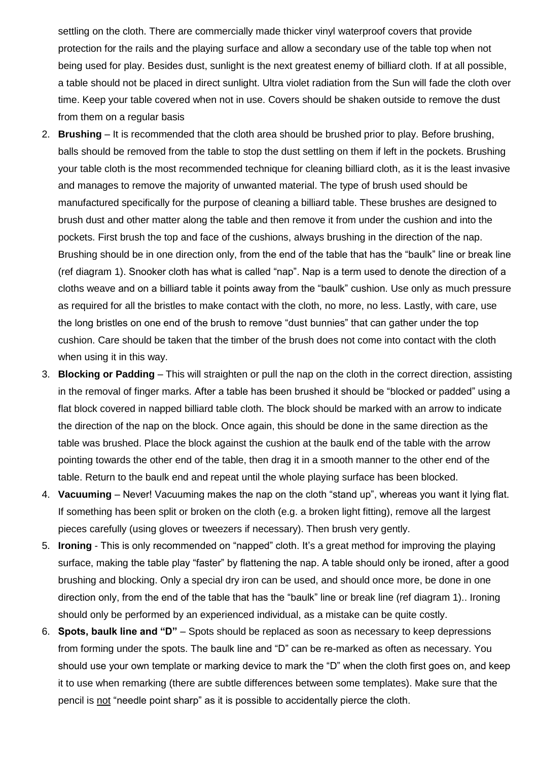settling on the cloth. There are commercially made thicker vinyl waterproof covers that provide protection for the rails and the playing surface and allow a secondary use of the table top when not being used for play. Besides dust, sunlight is the next greatest enemy of billiard cloth. If at all possible, a table should not be placed in direct sunlight. Ultra violet radiation from the Sun will fade the cloth over time. Keep your table covered when not in use. Covers should be shaken outside to remove the dust from them on a regular basis

2. **Brushing** – It is recommended that the cloth area should be brushed prior to play. Before brushing, balls should be removed from the table to stop the dust settling on them if left in the pockets. Brushing your table cloth is the most recommended technique for cleaning billiard cloth, as it is the least invasive and manages to remove the majority of unwanted material. The type of brush used should be manufactured specifically for the purpose of cleaning a billiard table. These brushes are designed to brush dust and other matter along the table and then remove it from under the cushion and into the pockets. First brush the top and face of the cushions, always brushing in the direction of the nap. Brushing should be in one direction only, from the end of the table that has the "baulk" line or break line (ref diagram 1). Snooker cloth has what is called "nap". Nap is a term used to denote the direction of a cloths weave and on a billiard table it points away from the "baulk" cushion. Use only as much pressure as required for all the bristles to make contact with the cloth, no more, no less. Lastly, with care, use the long bristles on one end of the brush to remove "dust bunnies" that can gather under the top cushion. Care should be taken that the timber of the brush does not come into contact with the cloth when using it in this way.
3. **Blocking or Padding** – This will straighten or pull the nap on the cloth in the correct direction, assisting in the removal of finger marks. After a table has been brushed it should be "blocked or padded" using a flat block covered in napped billiard table cloth. The block should be marked with an arrow to indicate the direction of the nap on the block. Once again, this should be done in the same direction as the table was brushed. Place the block against the cushion at the baulk end of the table with the arrow pointing towards the other end of the table, then drag it in a smooth manner to the other end of the table. Return to the baulk end and repeat until the whole playing surface has been blocked.
4. **Vacuuming** – Never! Vacuuming makes the nap on the cloth "stand up", whereas you want it lying flat. If something has been split or broken on the cloth (e.g. a broken light fitting), remove all the largest pieces carefully (using gloves or tweezers if necessary). Then brush very gently.
5. **Ironing** - This is only recommended on "napped" cloth. It's a great method for improving the playing surface, making the table play "faster" by flattening the nap. A table should only be ironed, after a good brushing and blocking. Only a special dry iron can be used, and should once more, be done in one direction only, from the end of the table that has the "baulk" line or break line (ref diagram 1).. Ironing should only be performed by an experienced individual, as a mistake can be quite costly.
6. **Spots, baulk line and "D"** – Spots should be replaced as soon as necessary to keep depressions from forming under the spots. The baulk line and "D" can be re-marked as often as necessary. You should use your own template or marking device to mark the "D" when the cloth first goes on, and keep it to use when remarking (there are subtle differences between some templates). Make sure that the pencil is <u>not</u> "needle point sharp" as it is possible to accidentally pierce the cloth.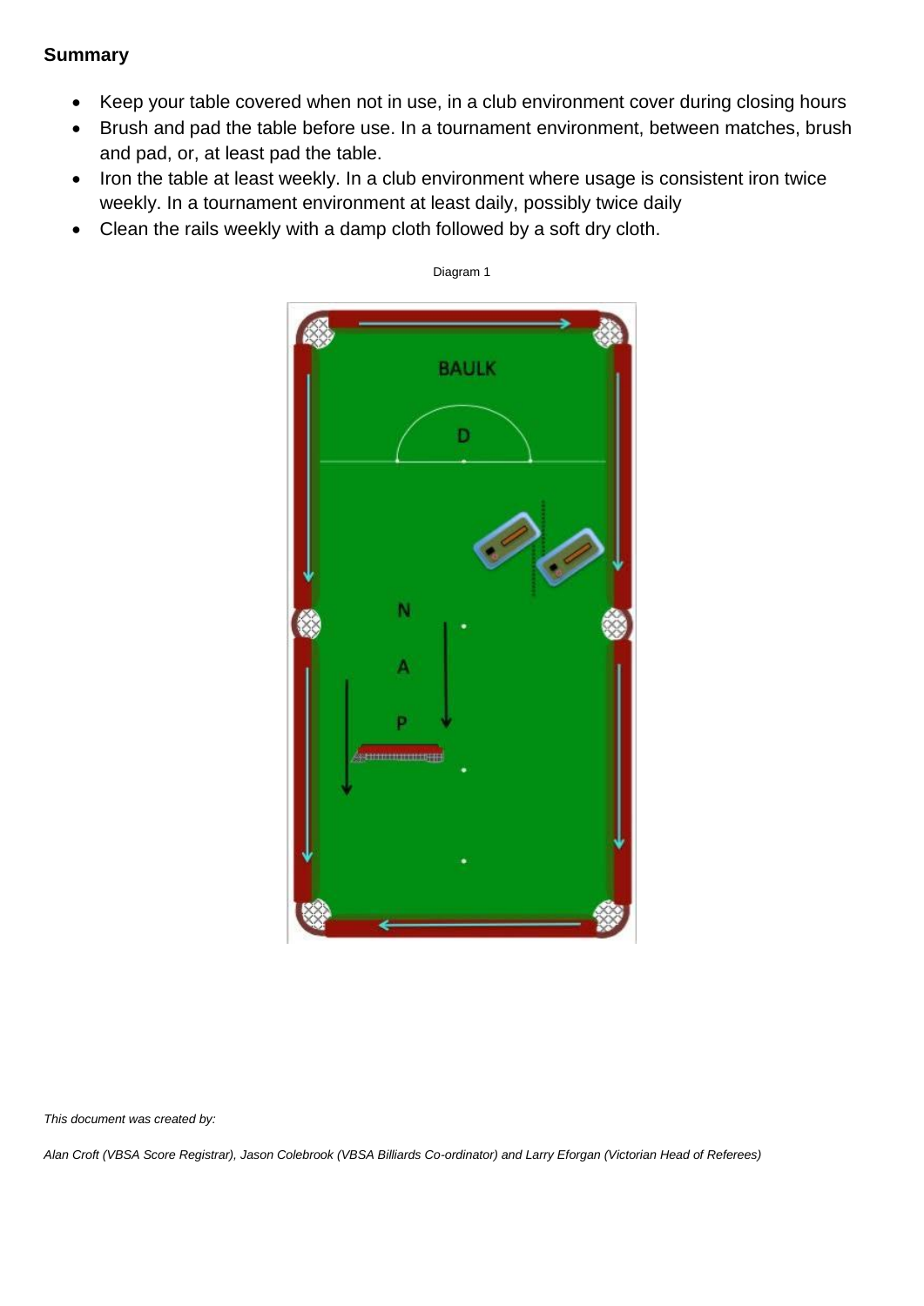**Summary**

- Keep your table covered when not in use, in a club environment cover during closing hours
- Brush and pad the table before use. In a tournament environment, between matches, brush and pad, or, at least pad the table.
- Iron the table at least weekly. In a club environment where usage is consistent iron twice weekly. In a tournament environment at least daily, possibly twice daily
- Clean the rails weekly with a damp cloth followed by a soft dry cloth.

Diagram 1

BAULK

D

N

A

P

*This document was created by:*

*Alan Croft (VBSA Score Registrar), Jason Colebrook (VBSA Billiards Co-ordinator) and Larry Eforgan (Victorian Head of Referees)*